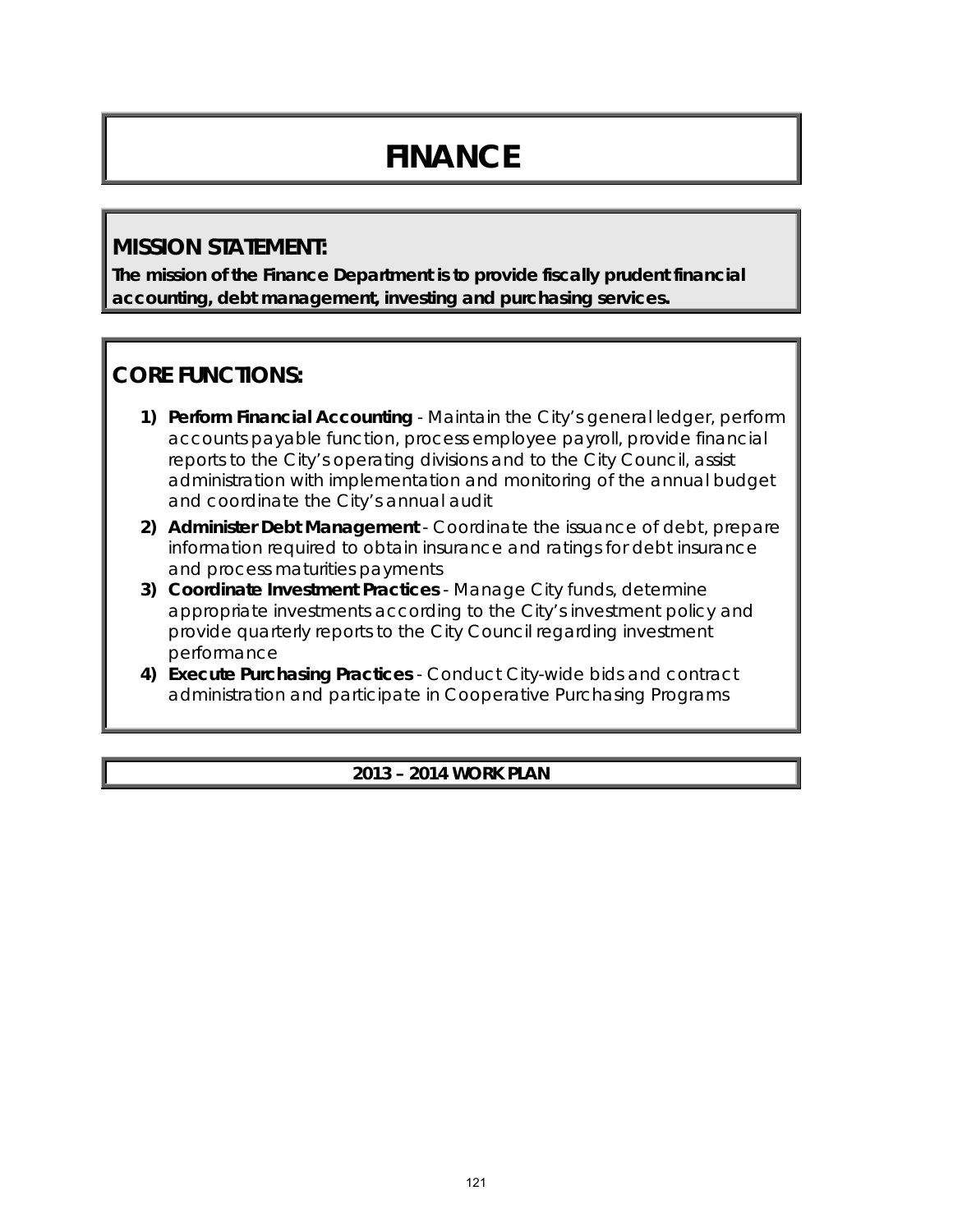# FINANCE

## MISSION STATEMENT:

**The mission of the Finance Department is to provide fiscally prudent financial accounting, debt management, investing and purchasing services.**

## CORE FUNCTIONS:

1) **Perform Financial Accounting** - Maintain the City's general ledger, perform accounts payable function, process employee payroll, provide financial reports to the City's operating divisions and to the City Council, assist administration with implementation and monitoring of the annual budget and coordinate the City's annual audit
2) **Administer Debt Management** - Coordinate the issuance of debt, prepare information required to obtain insurance and ratings for debt insurance and process maturities payments
3) **Coordinate Investment Practices** - Manage City funds, determine appropriate investments according to the City's investment policy and provide quarterly reports to the City Council regarding investment performance
4) **Execute Purchasing Practices** - Conduct City-wide bids and contract administration and participate in Cooperative Purchasing Programs

### 2013 – 2014 WORK PLAN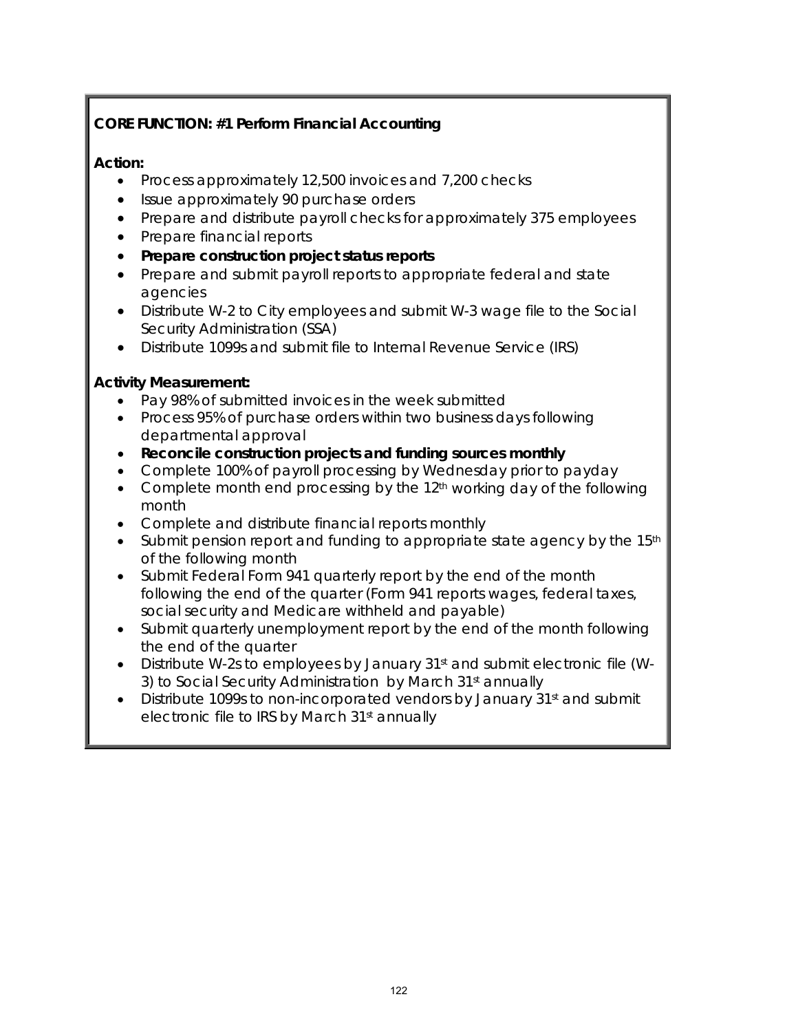**CORE FUNCTION: #1 Perform Financial Accounting**

**Action:**

- Process approximately 12,500 invoices and 7,200 checks
- Issue approximately 90 purchase orders
- Prepare and distribute payroll checks for approximately 375 employees
- Prepare financial reports
- **Prepare construction project status reports**
- Prepare and submit payroll reports to appropriate federal and state agencies
- Distribute W-2 to City employees and submit W-3 wage file to the Social Security Administration (SSA)
- Distribute 1099s and submit file to Internal Revenue Service (IRS)

**Activity Measurement:**

- Pay 98% of submitted invoices in the week submitted
- Process 95% of purchase orders within two business days following departmental approval
- **Reconcile construction projects and funding sources monthly**
- Complete 100% of payroll processing by Wednesday prior to payday
- Complete month end processing by the 12th working day of the following month
- Complete and distribute financial reports monthly
- Submit pension report and funding to appropriate state agency by the 15th of the following month
- Submit Federal Form 941 quarterly report by the end of the month following the end of the quarter (Form 941 reports wages, federal taxes, social security and Medicare withheld and payable)
- Submit quarterly unemployment report by the end of the month following the end of the quarter
- Distribute W-2s to employees by January 31st and submit electronic file (W-3) to Social Security Administration by March 31st annually
- Distribute 1099s to non-incorporated vendors by January 31st and submit electronic file to IRS by March 31st annually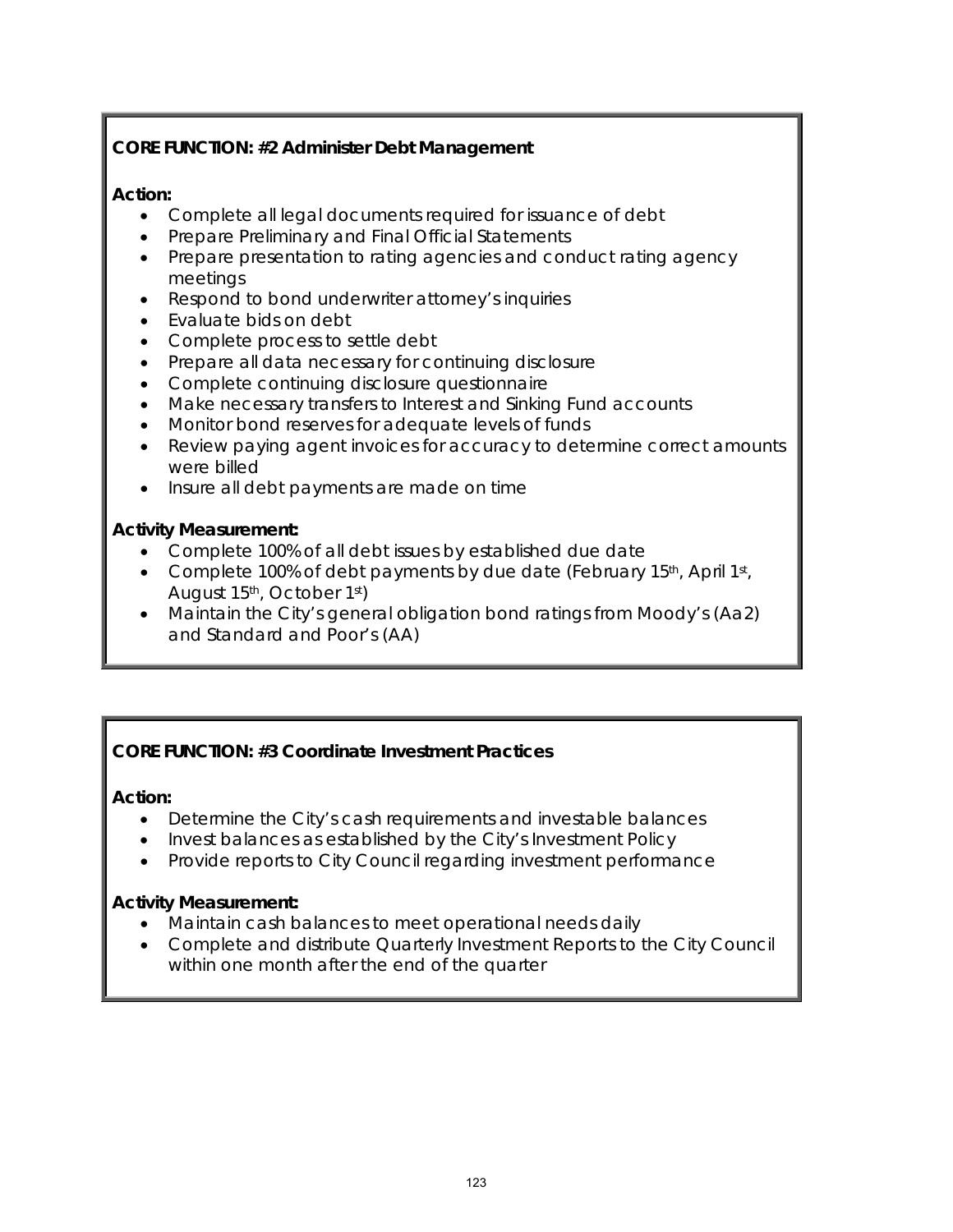**CORE FUNCTION: #2 Administer Debt Management**

**Action:**

- Complete all legal documents required for issuance of debt
- Prepare Preliminary and Final Official Statements
- Prepare presentation to rating agencies and conduct rating agency meetings
- Respond to bond underwriter attorney's inquiries
- Evaluate bids on debt
- Complete process to settle debt
- Prepare all data necessary for continuing disclosure
- Complete continuing disclosure questionnaire
- Make necessary transfers to Interest and Sinking Fund accounts
- Monitor bond reserves for adequate levels of funds
- Review paying agent invoices for accuracy to determine correct amounts were billed
- Insure all debt payments are made on time

**Activity Measurement:**

- Complete 100% of all debt issues by established due date
- Complete 100% of debt payments by due date (February 15th, April 1st, August 15th, October 1st)
- Maintain the City's general obligation bond ratings from Moody's (Aa2) and Standard and Poor's (AA)

**CORE FUNCTION: #3 Coordinate Investment Practices**

**Action:**

- Determine the City's cash requirements and investable balances
- Invest balances as established by the City's Investment Policy
- Provide reports to City Council regarding investment performance

**Activity Measurement:**

- Maintain cash balances to meet operational needs daily
- Complete and distribute Quarterly Investment Reports to the City Council within one month after the end of the quarter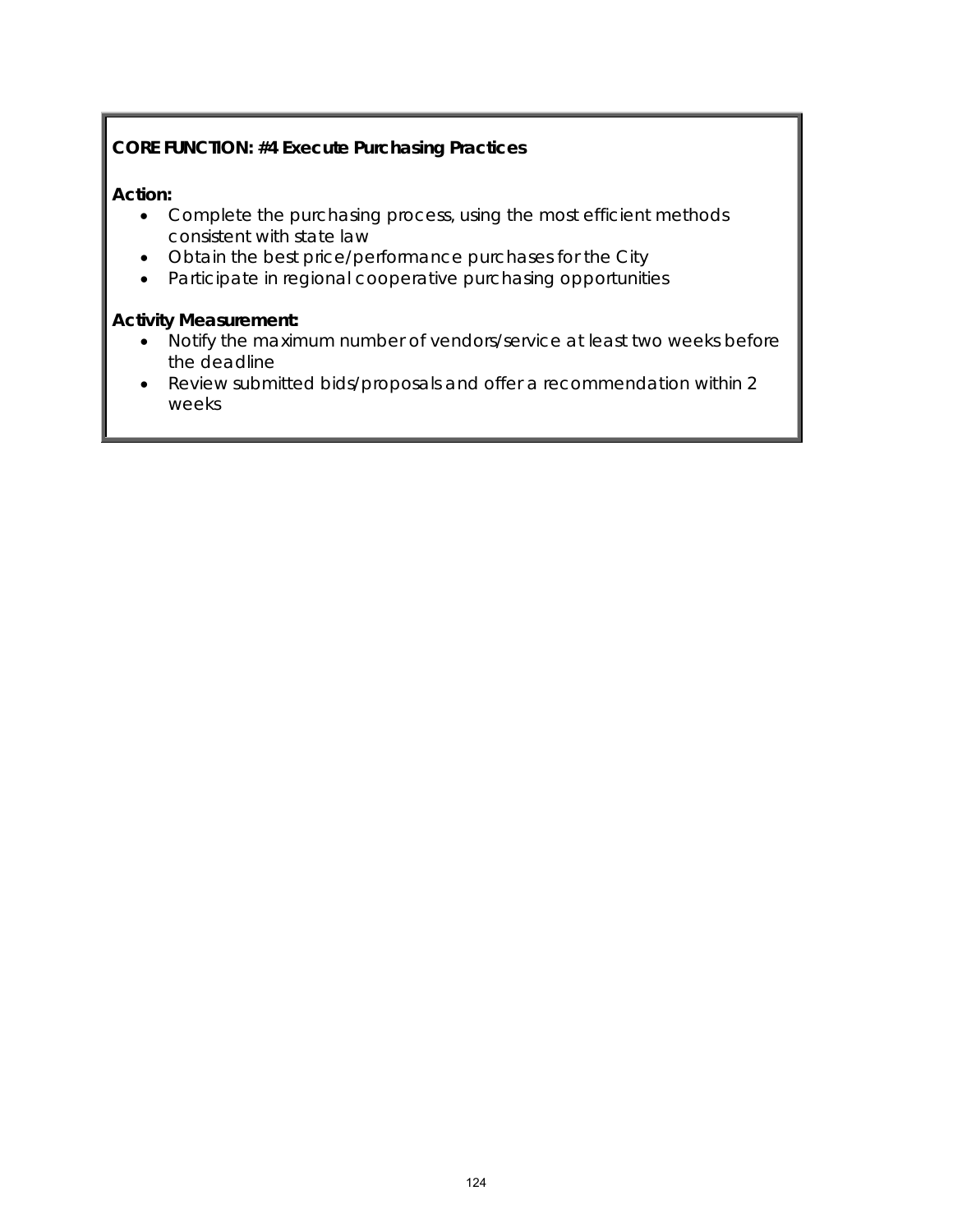**CORE FUNCTION: #4 Execute Purchasing Practices**

**Action:**

- Complete the purchasing process, using the most efficient methods consistent with state law
- Obtain the best price/performance purchases for the City
- Participate in regional cooperative purchasing opportunities

**Activity Measurement:**

- Notify the maximum number of vendors/service at least two weeks before the deadline
- Review submitted bids/proposals and offer a recommendation within 2 weeks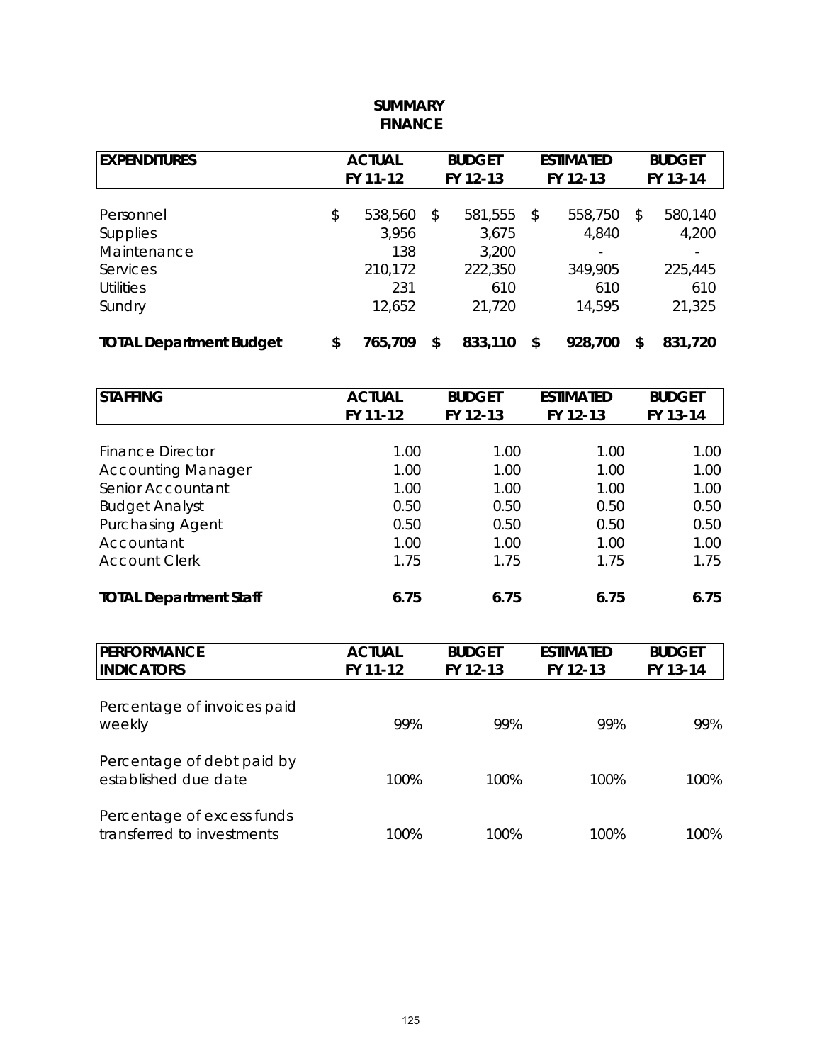# SUMMARY
## FINANCE

| EXPENDITURES | ACTUAL FY 11-12 | BUDGET FY 12-13 | ESTIMATED FY 12-13 | BUDGET FY 13-14 |
|---|---|---|---|---|
| Personnel | $ 538,560 | $ 581,555 | $ 558,750 | $ 580,140 |
| Supplies | 3,956 | 3,675 | 4,840 | 4,200 |
| Maintenance | 138 | 3,200 | - | - |
| Services | 210,172 | 222,350 | 349,905 | 225,445 |
| Utilities | 231 | 610 | 610 | 610 |
| Sundry | 12,652 | 21,720 | 14,595 | 21,325 |
| **TOTAL Department Budget** | **$ 765,709** | **$ 833,110** | **$ 928,700** | **$ 831,720** |

| STAFFING | ACTUAL FY 11-12 | BUDGET FY 12-13 | ESTIMATED FY 12-13 | BUDGET FY 13-14 |
|---|---|---|---|---|
| Finance Director | 1.00 | 1.00 | 1.00 | 1.00 |
| Accounting Manager | 1.00 | 1.00 | 1.00 | 1.00 |
| Senior Accountant | 1.00 | 1.00 | 1.00 | 1.00 |
| Budget Analyst | 0.50 | 0.50 | 0.50 | 0.50 |
| Purchasing Agent | 0.50 | 0.50 | 0.50 | 0.50 |
| Accountant | 1.00 | 1.00 | 1.00 | 1.00 |
| Account Clerk | 1.75 | 1.75 | 1.75 | 1.75 |
| **TOTAL Department Staff** | **6.75** | **6.75** | **6.75** | **6.75** |

| PERFORMANCE INDICATORS | ACTUAL FY 11-12 | BUDGET FY 12-13 | ESTIMATED FY 12-13 | BUDGET FY 13-14 |
|---|---|---|---|---|
| Percentage of invoices paid weekly | 99% | 99% | 99% | 99% |
| Percentage of debt paid by established due date | 100% | 100% | 100% | 100% |
| Percentage of excess funds transferred to investments | 100% | 100% | 100% | 100% |